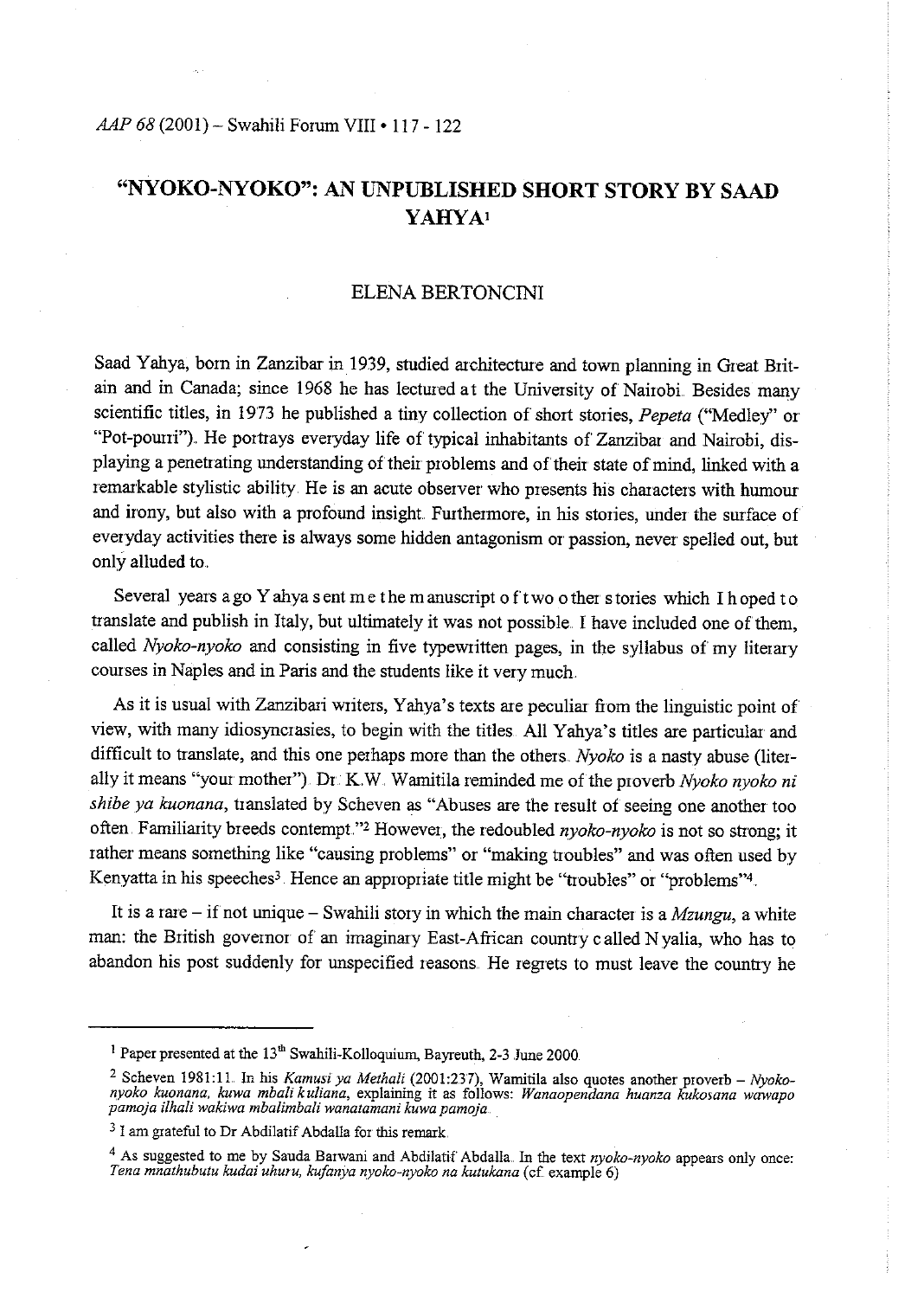# "NYOKO-NYOKO": AN UNPUBLISHED SHORT STORY BY SAAD YAHYA[1]

ELENA BERTONCINI

Saad Yahya, born in Zanzibar in 1939, studied architecture and town planning in Great Britain and in Canada; since 1968 he has lectured at the University of Nairobi. Besides many scientific titles, in 1973 he published a tiny collection of short stories, *Pepeta* ("Medley" or "Pot-pourri"). He portrays everyday life of typical inhabitants of Zanzibar and Nairobi, displaying a penetrating understanding of their problems and of their state of mind, linked with a remarkable stylistic ability. He is an acute observer who presents his characters with humour and irony, but also with a profound insight. Furthermore, in his stories, under the surface of everyday activities there is always some hidden antagonism or passion, never spelled out, but only alluded to.

Several years ago Yahya sent me the manuscript of two other stories which I hoped to translate and publish in Italy, but ultimately it was not possible. I have included one of them, called *Nyoko-nyoko* and consisting in five typewritten pages, in the syllabus of my literary courses in Naples and in Paris and the students like it very much.

As it is usual with Zanzibari writers, Yahya's texts are peculiar from the linguistic point of view, with many idiosyncrasies, to begin with the titles. All Yahya's titles are particular and difficult to translate, and this one perhaps more than the others. *Nyoko* is a nasty abuse (literally it means "your mother"). Dr. K.W. Wamitila reminded me of the proverb *Nyoko nyoko ni shibe ya kuonana*, translated by Scheven as "Abuses are the result of seeing one another too often. Familiarity breeds contempt."[2] However, the redoubled *nyoko-nyoko* is not so strong; it rather means something like "causing problems" or "making troubles" and was often used by Kenyatta in his speeches[3]. Hence an appropriate title might be "troubles" or "problems"[4].

It is a rare – if not unique – Swahili story in which the main character is a *Mzungu*, a white man: the British governor of an imaginary East-African country called Nyalia, who has to abandon his post suddenly for unspecified reasons. He regrets to must leave the country he

---

[1] Paper presented at the 13th Swahili-Kolloquium, Bayreuth, 2-3 June 2000.

[2] Scheven 1981:11. In his *Kamusi ya Methali* (2001:237), Wamitila also quotes another proverb – *Nyoko-nyoko kuonana, kuwa mbali kuliana*, explaining it as follows: *Wanaopendana huanza kukosana wawapo pamoja ilhali wakiwa mbalimbali wanatamani kuwa pamoja.*

[3] I am grateful to Dr Abdilatif Abdalla for this remark.

[4] As suggested to me by Sauda Barwani and Abdilatif Abdalla. In the text *nyoko-nyoko* appears only once: *Tena mnathubutu kudai uhuru, kufanya nyoko-nyoko na kutukana* (cf. example 6)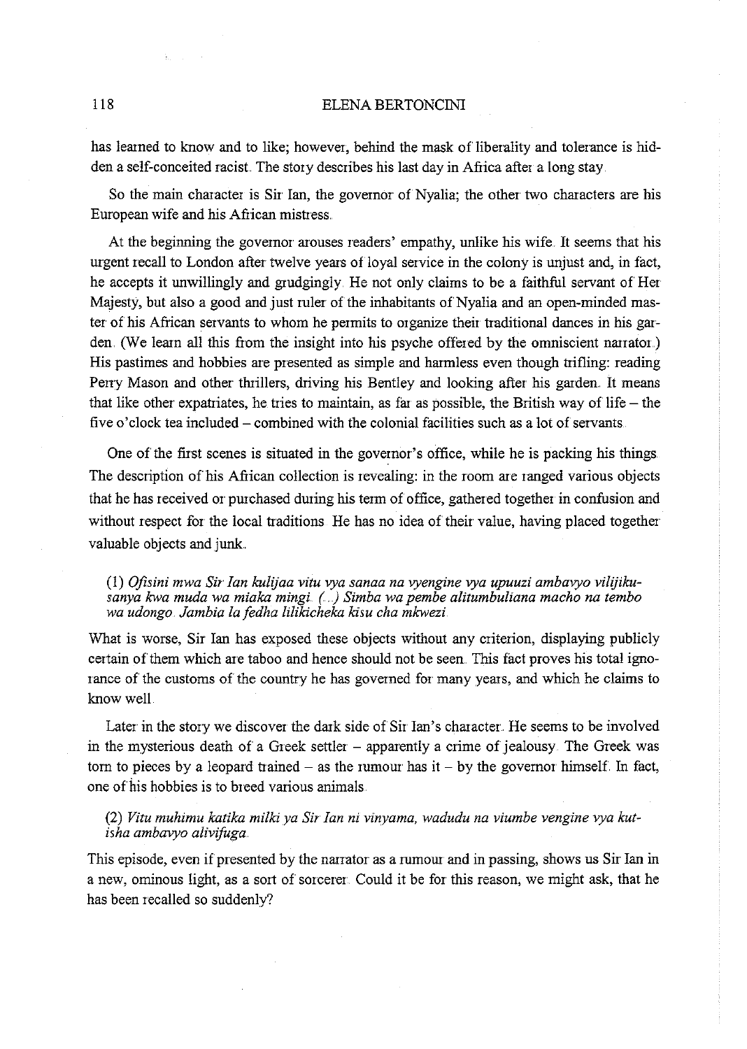has learned to know and to like; however, behind the mask of liberality and tolerance is hidden a self-conceited racist. The story describes his last day in Africa after a long stay.

So the main character is Sir Ian, the governor of Nyalia; the other two characters are his European wife and his African mistress.

At the beginning the governor arouses readers' empathy, unlike his wife. It seems that his urgent recall to London after twelve years of loyal service in the colony is unjust and, in fact, he accepts it unwillingly and grudgingly. He not only claims to be a faithful servant of Her Majesty, but also a good and just ruler of the inhabitants of Nyalia and an open-minded master of his African servants to whom he permits to organize their traditional dances in his garden. (We learn all this from the insight into his psyche offered by the omniscient narrator.) His pastimes and hobbies are presented as simple and harmless even though trifling: reading Perry Mason and other thrillers, driving his Bentley and looking after his garden. It means that like other expatriates, he tries to maintain, as far as possible, the British way of life – the five o'clock tea included – combined with the colonial facilities such as a lot of servants.

One of the first scenes is situated in the governor's office, while he is packing his things. The description of his African collection is revealing: in the room are ranged various objects that he has received or purchased during his term of office, gathered together in confusion and without respect for the local traditions. He has no idea of their value, having placed together valuable objects and junk.

> (1) *Ofisini mwa Sir Ian kulijaa vitu vya sanaa na vyengine vya upuuzi ambavyo vilijikusanya kwa muda wa miaka mingi. (...) Simba wa pembe alitumbuliana macho na tembo wa udongo. Jambia la fedha lilikicheka kisu cha mkwezi.*

What is worse, Sir Ian has exposed these objects without any criterion, displaying publicly certain of them which are taboo and hence should not be seen. This fact proves his total ignorance of the customs of the country he has governed for many years, and which he claims to know well.

Later in the story we discover the dark side of Sir Ian's character. He seems to be involved in the mysterious death of a Greek settler – apparently a crime of jealousy. The Greek was torn to pieces by a leopard trained – as the rumour has it – by the governor himself. In fact, one of his hobbies is to breed various animals.

> (2) *Vitu muhimu katika milki ya Sir Ian ni vinyama, wadudu na viumbe vengine vya kutisha ambavyo alivifuga.*

This episode, even if presented by the narrator as a rumour and in passing, shows us Sir Ian in a new, ominous light, as a sort of sorcerer. Could it be for this reason, we might ask, that he has been recalled so suddenly?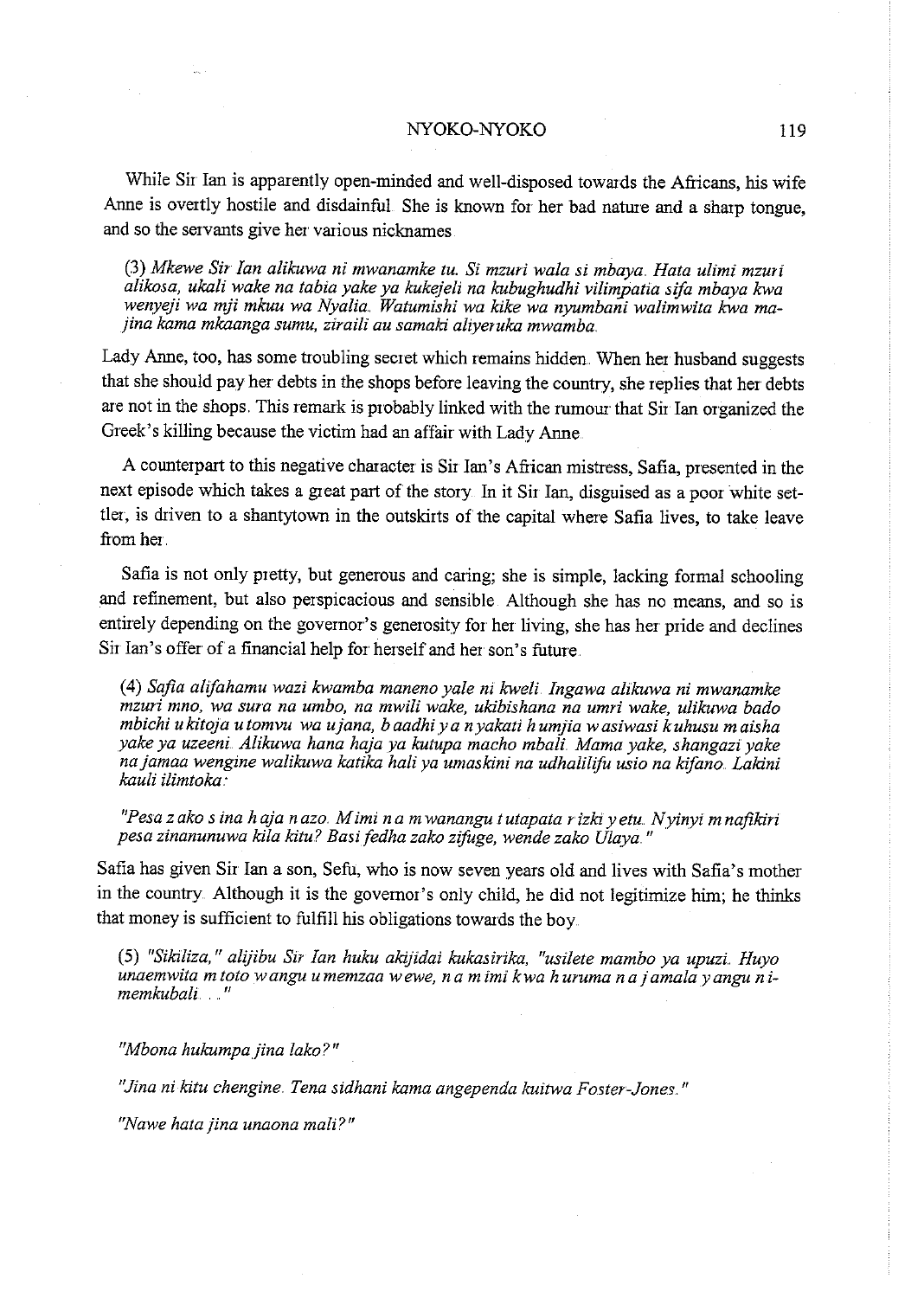While Sir Ian is apparently open-minded and well-disposed towards the Africans, his wife Anne is overtly hostile and disdainful. She is known for her bad nature and a sharp tongue, and so the servants give her various nicknames.

> (3) *Mkewe Sir Ian alikuwa ni mwanamke tu. Si mzuri wala si mbaya. Hata ulimi mzuri alikosa, ukali wake na tabia yake ya kukejeli na kubughudhi vilimpatia sifa mbaya kwa wenyeji wa mji mkuu wa Nyalia. Watumishi wa kike wa nyumbani walimwita kwa majina kama mkaanga sumu, ziraili au samaki aliyeruka mwamba.*

Lady Anne, too, has some troubling secret which remains hidden. When her husband suggests that she should pay her debts in the shops before leaving the country, she replies that her debts are not in the shops. This remark is probably linked with the rumour that Sir Ian organized the Greek's killing because the victim had an affair with Lady Anne.

A counterpart to this negative character is Sir Ian's African mistress, Safia, presented in the next episode which takes a great part of the story. In it Sir Ian, disguised as a poor white settler, is driven to a shantytown in the outskirts of the capital where Safia lives, to take leave from her.

Safia is not only pretty, but generous and caring; she is simple, lacking formal schooling and refinement, but also perspicacious and sensible. Although she has no means, and so is entirely depending on the governor's generosity for her living, she has her pride and declines Sir Ian's offer of a financial help for herself and her son's future.

> (4) *Safia alifahamu wazi kwamba maneno yale ni kweli. Ingawa alikuwa ni mwanamke mzuri mno, wa sura na umbo, na mwili wake, ukibishana na umri wake, ulikuwa bado mbichi u kitoja u tomvu wa ujana, b aadhi y a n yakati h umjia w asiwasi k uhusu m aisha yake ya uzeeni. Alikuwa hana haja ya kutupa macho mbali. Mama yake, shangazi yake na jamaa wengine walikuwa katika hali ya umaskini na udhalilifu usio na kifano. Lakini kauli ilimtoka:*
>
> *"Pesa z ako s ina h aja n azo. M imi n a m wanangu t utapata r izki y etu. Nyinyi m nafikiri pesa zinanunuwa kila kitu? Basi fedha zako zifuge, wende zako Ulaya."*

Safia has given Sir Ian a son, Sefu, who is now seven years old and lives with Safia's mother in the country. Although it is the governor's only child, he did not legitimize him; he thinks that money is sufficient to fulfill his obligations towards the boy.

> (5) *"Sikiliza," alijibu Sir Ian huku akijidai kukasirika, "usilete mambo ya upuzi. Huyo unaemwita m toto w angu u memzaa w ewe, n a m imi k wa h uruma n a j amala y angu n imemkubali. . ."*
>
> *"Mbona hukumpa jina lako?"*
>
> *"Jina ni kitu chengine. Tena sidhani kama angependa kuitwa Foster-Jones."*
>
> *"Nawe hata jina unaona mali?"*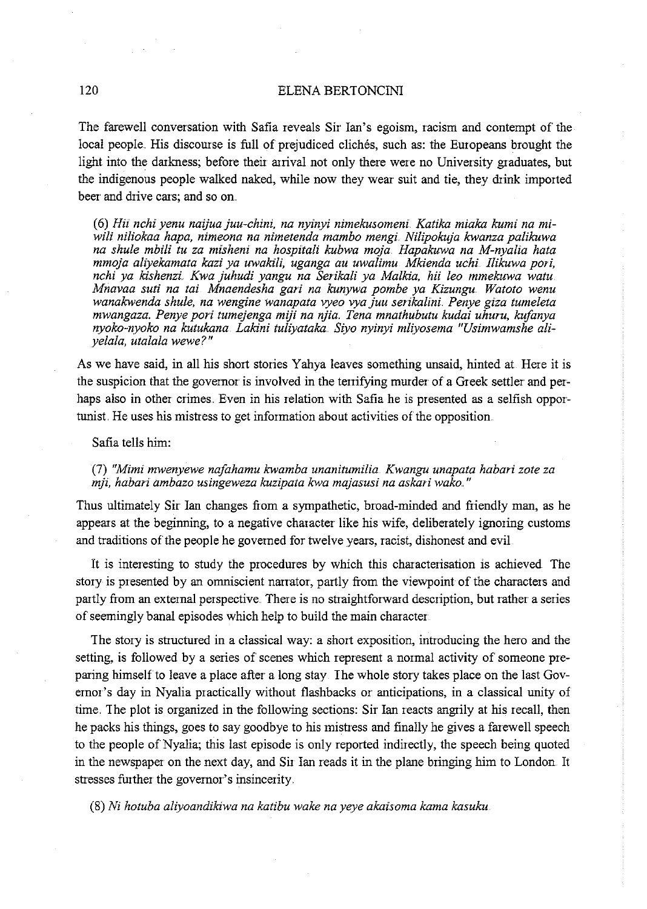The farewell conversation with Safia reveals Sir Ian's egoism, racism and contempt of the local people. His discourse is full of prejudiced clichés, such as: the Europeans brought the light into the darkness; before their arrival not only there were no University graduates, but the indigenous people walked naked, while now they wear suit and tie, they drink imported beer and drive cars; and so on.

> (6) *Hii nchi yenu naijua juu-chini, na nyinyi nimekusomeni. Katika miaka kumi na mi-wili niliokaa hapa, nimeona na nimetenda mambo mengi. Nilipokuja kwanza palikuwa na shule mbili tu za misheni na hospitali kubwa moja. Hapakuwa na M-nyalia hata mmoja aliyekamata kazi ya uwakili, uganga au uwalimu. Mkienda uchi. Ilikuwa pori, nchi ya kishenzi. Kwa juhudi yangu na Serikali ya Malkia, hii leo mmekuwa watu. Mnavaa suti na tai. Mnaendesha gari na kunywa pombe ya Kizungu. Watoto wenu wanakwenda shule, na wengine wanapata vyeo vya juu serikalini. Penye giza tumeleta mwangaza. Penye pori tumejenga miji na njia. Tena mnathubutu kudai uhuru, kufanya nyoko-nyoko na kutukana. Lakini tuliyataka. Siyo nyinyi mliyosema "Usimwamshe aliyelala, utalala wewe?"*

As we have said, in all his short stories Yahya leaves something unsaid, hinted at. Here it is the suspicion that the governor is involved in the terrifying murder of a Greek settler and perhaps also in other crimes. Even in his relation with Safia he is presented as a selfish opportunist. He uses his mistress to get information about activities of the opposition.

Safia tells him:

> (7) *"Mimi mwenyewe nafahamu kwamba unanitumilia. Kwangu unapata habari zote za mji, habari ambazo usingeweza kuzipata kwa majasusi na askari wako."*

Thus ultimately Sir Ian changes from a sympathetic, broad-minded and friendly man, as he appears at the beginning, to a negative character like his wife, deliberately ignoring customs and traditions of the people he governed for twelve years, racist, dishonest and evil.

It is interesting to study the procedures by which this characterisation is achieved. The story is presented by an omniscient narrator, partly from the viewpoint of the characters and partly from an external perspective. There is no straightforward description, but rather a series of seemingly banal episodes which help to build the main character.

The story is structured in a classical way: a short exposition, introducing the hero and the setting, is followed by a series of scenes which represent a normal activity of someone preparing himself to leave a place after a long stay. The whole story takes place on the last Governor's day in Nyalia practically without flashbacks or anticipations, in a classical unity of time. The plot is organized in the following sections: Sir Ian reacts angrily at his recall, then he packs his things, goes to say goodbye to his mistress and finally he gives a farewell speech to the people of Nyalia; this last episode is only reported indirectly, the speech being quoted in the newspaper on the next day, and Sir Ian reads it in the plane bringing him to London. It stresses further the governor's insincerity.

> (8) *Ni hotuba aliyoandikiwa na katibu wake na yeye akaisoma kama kasuku.*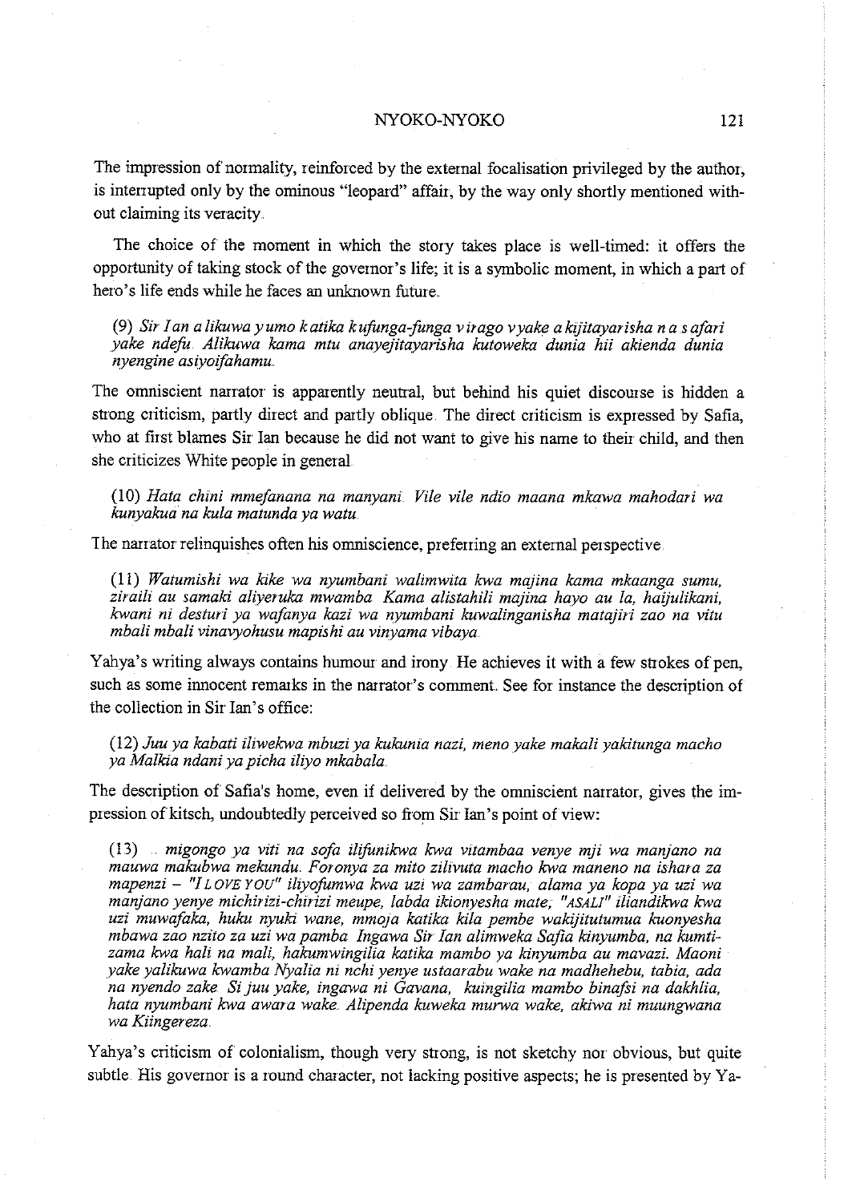The impression of normality, reinforced by the external focalisation privileged by the author, is interrupted only by the ominous "leopard" affair, by the way only shortly mentioned without claiming its veracity.

The choice of the moment in which the story takes place is well-timed: it offers the opportunity of taking stock of the governor's life; it is a symbolic moment, in which a part of hero's life ends while he faces an unknown future.

> (9) *Sir Ian alikuwa yumo katika kufunga-funga virago vyake akijitayarisha na safari yake ndefu. Alikuwa kama mtu anayejitayarisha kutoweka dunia hii akienda dunia nyengine asiyoifahamu.*

The omniscient narrator is apparently neutral, but behind his quiet discourse is hidden a strong criticism, partly direct and partly oblique. The direct criticism is expressed by Safia, who at first blames Sir Ian because he did not want to give his name to their child, and then she criticizes White people in general.

> (10) *Hata chini mmefanana na manyani. Vile vile ndio maana mkawa mahodari wa kunyakua na kula matunda ya watu.*

The narrator relinquishes often his omniscience, preferring an external perspective.

> (11) *Watumishi wa kike wa nyumbani walimwita kwa majina kama mkaanga sumu, ziraili au samaki aliyeruka mwamba. Kama alistahili majina hayo au la, haijulikani, kwani ni desturi ya wafanya kazi wa nyumbani kuwalinganisha matajiri zao na vitu mbali mbali vinavyohusu mapishi au vinyama vibaya.*

Yahya's writing always contains humour and irony. He achieves it with a few strokes of pen, such as some innocent remarks in the narrator's comment. See for instance the description of the collection in Sir Ian's office:

> (12) *Juu ya kabati iliwekwa mbuzi ya kukunia nazi, meno yake makali yakitunga macho ya Malkia ndani ya picha iliyo mkabala.*

The description of Safia's home, even if delivered by the omniscient narrator, gives the impression of kitsch, undoubtedly perceived so from Sir Ian's point of view:

> (13) ... *migongo ya viti na sofa ilifunikwa kwa vitambaa venye mji wa manjano na mauwa makubwa mekundu. Foronya za mito zilivuta macho kwa maneno na ishara za mapenzi – "I LOVE YOU" iliyofumwa kwa uzi wa zambarau, alama ya kopa ya uzi wa manjano yenye michirizi-chirizi meupe, labda ikionyesha mate; "ASALI" iliandikwa kwa uzi muwafaka, huku nyuki wane, mmoja katika kila pembe wakijitutumua kuonyesha mbawa zao nzito za uzi wa pamba. Ingawa Sir Ian alimweka Safia kinyumba, na kumtizama kwa hali na mali, hakumwingilia katika mambo ya kinyumba au mavazi. Maoni yake yalikuwa kwamba Nyalia ni nchi yenye ustaarabu wake na madhehebu, tabia, ada na nyendo zake. Si juu yake, ingawa ni Gavana, kuingilia mambo binafsi na dakhlia, hata nyumbani kwa awara wake. Alipenda kuweka murwa wake, akiwa ni muungwana wa Kiingereza.*

Yahya's criticism of colonialism, though very strong, is not sketchy nor obvious, but quite subtle. His governor is a round character, not lacking positive aspects; he is presented by Ya-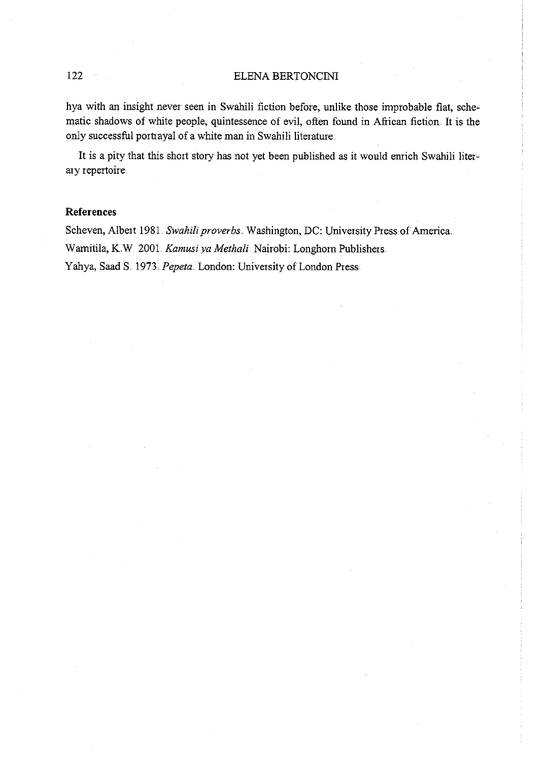hya with an insight never seen in Swahili fiction before, unlike those improbable flat, schematic shadows of white people, quintessence of evil, often found in African fiction. It is the only successful portrayal of a white man in Swahili literature.

It is a pity that this short story has not yet been published as it would enrich Swahili literary repertoire.

## References

Scheven, Albert 1981. *Swahili proverbs*. Washington, DC: University Press of America.

Wamitila, K.W. 2001. *Kamusi ya Methali*. Nairobi: Longhorn Publishers.

Yahya, Saad S. 1973. *Pepeta*. London: University of London Press.